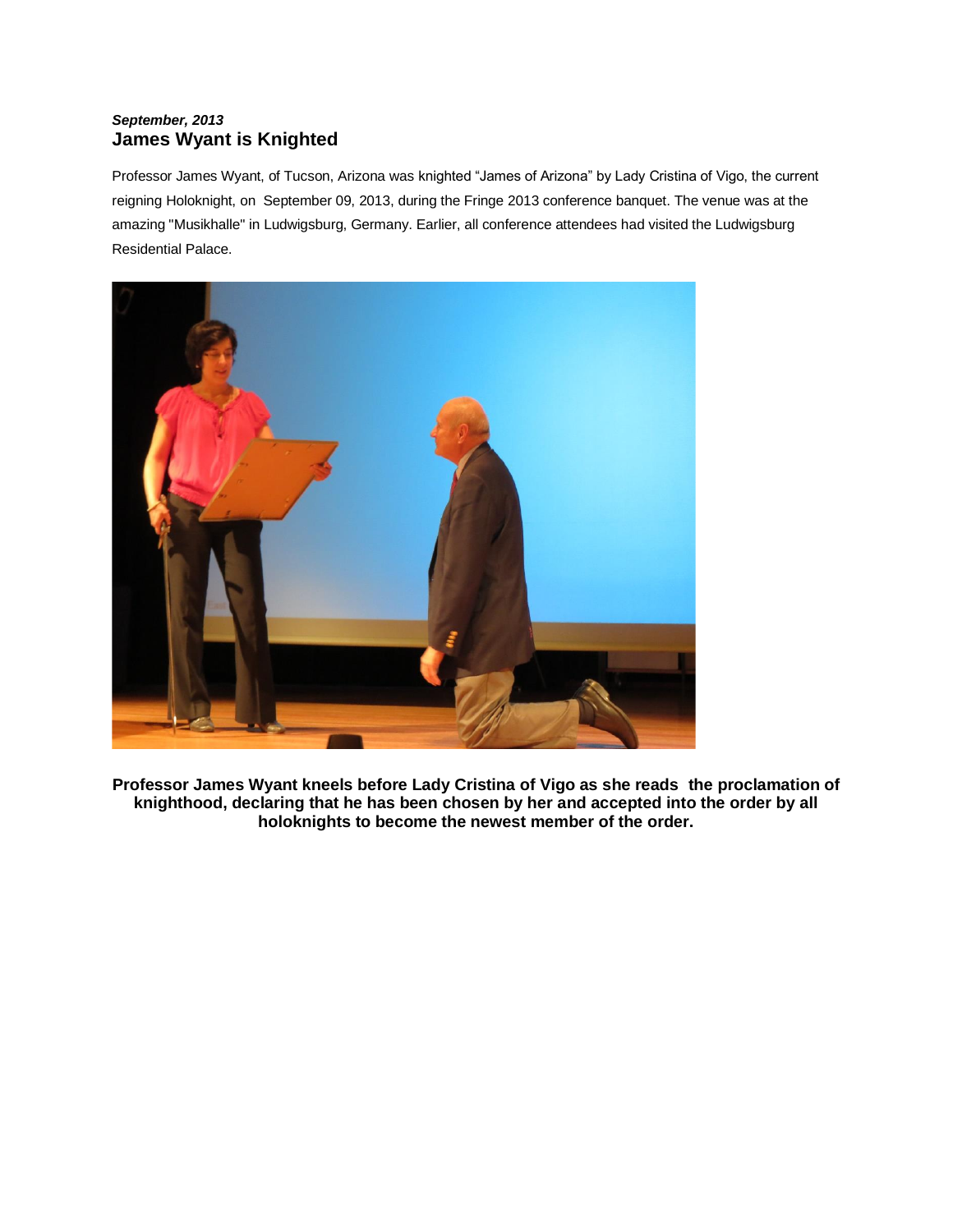***September, 2013***

## James Wyant is Knighted

Professor James Wyant, of Tucson, Arizona was knighted “James of Arizona” by Lady Cristina of Vigo, the current reigning Holoknight, on September 09, 2013, during the Fringe 2013 conference banquet. The venue was at the amazing "Musikhalle" in Ludwigsburg, Germany. Earlier, all conference attendees had visited the Ludwigsburg Residential Palace.

**Professor James Wyant kneels before Lady Cristina of Vigo as she reads the proclamation of knighthood, declaring that he has been chosen by her and accepted into the order by all holoknights to become the newest member of the order.**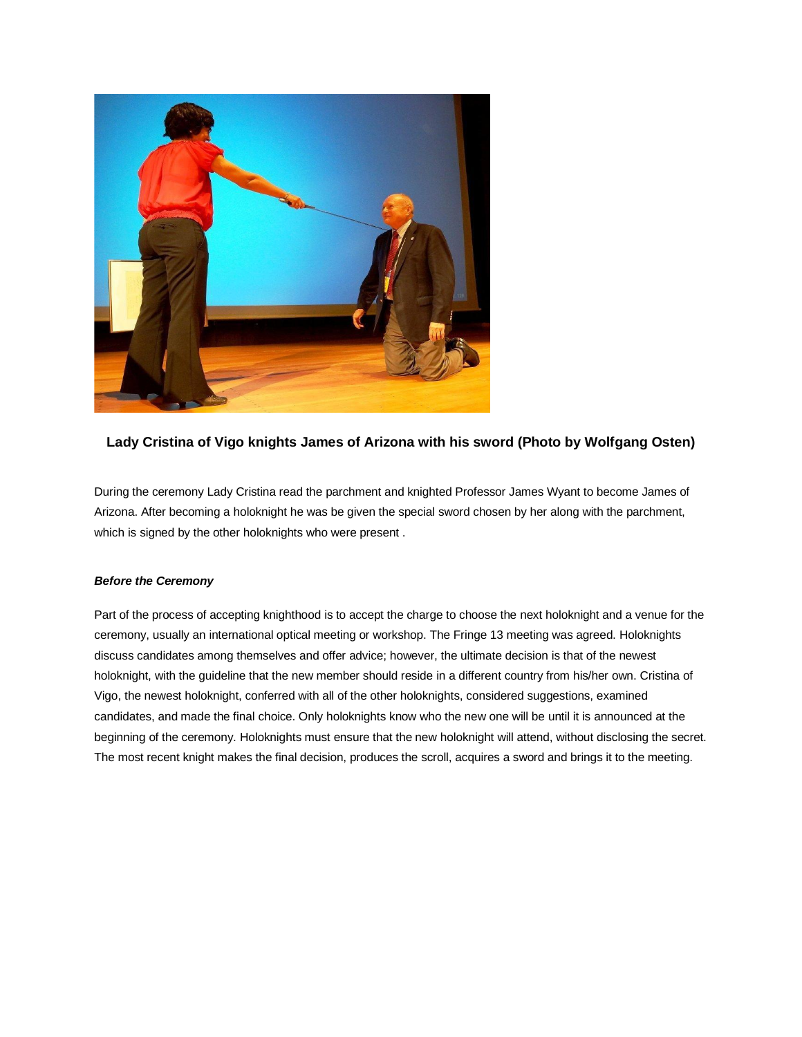**Lady Cristina of Vigo knights James of Arizona with his sword (Photo by Wolfgang Osten)**

During the ceremony Lady Cristina read the parchment and knighted Professor James Wyant to become James of Arizona. After becoming a holoknight he was be given the special sword chosen by her along with the parchment, which is signed by the other holoknights who were present .

***Before the Ceremony***

Part of the process of accepting knighthood is to accept the charge to choose the next holoknight and a venue for the ceremony, usually an international optical meeting or workshop. The Fringe 13 meeting was agreed. Holoknights discuss candidates among themselves and offer advice; however, the ultimate decision is that of the newest holoknight, with the guideline that the new member should reside in a different country from his/her own. Cristina of Vigo, the newest holoknight, conferred with all of the other holoknights, considered suggestions, examined candidates, and made the final choice. Only holoknights know who the new one will be until it is announced at the beginning of the ceremony. Holoknights must ensure that the new holoknight will attend, without disclosing the secret. The most recent knight makes the final decision, produces the scroll, acquires a sword and brings it to the meeting.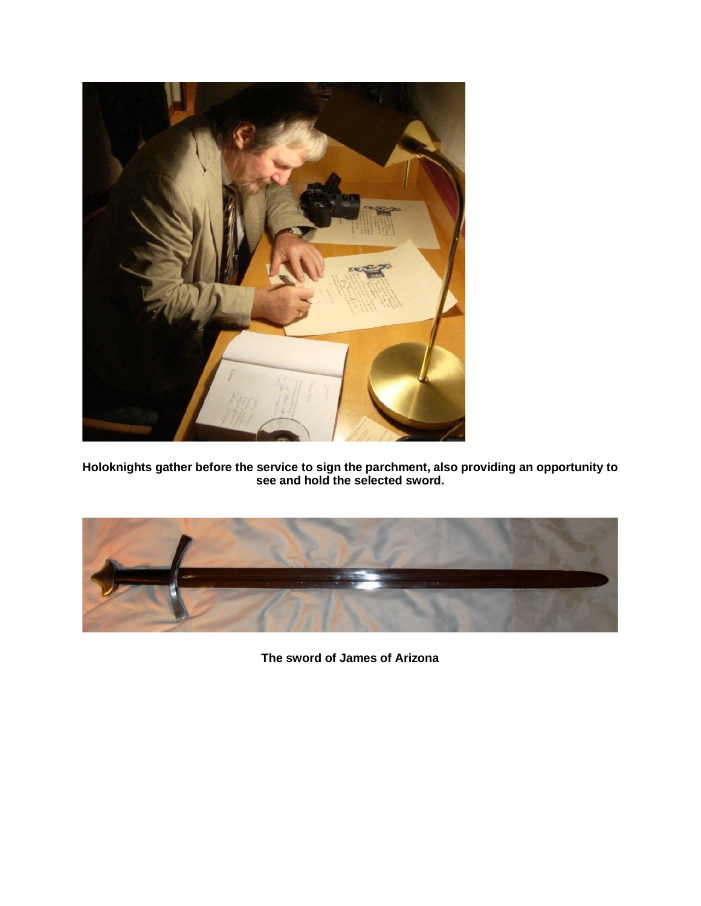**Holoknights gather before the service to sign the parchment, also providing an opportunity to see and hold the selected sword.**

**The sword of James of Arizona**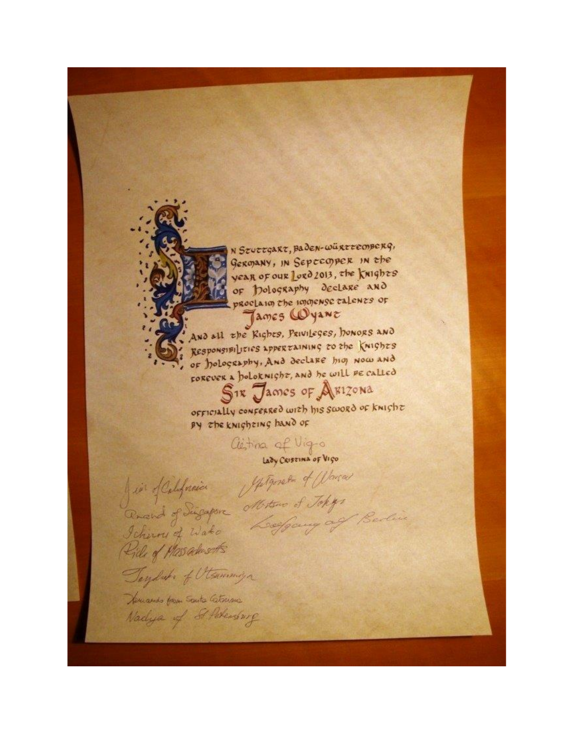In Stuttgart, Baden-Württemberg, Germany, in September in the year of our Lord 2013, the Knights of Holography declare and proclaim the immense talents of

**James Wyant**

And all the Rights, Privileges, Honors and Responsibilities appertaining to the Knights of Holography, And declare him now and forever a Holoknight, and he will be called

**Sir James of Arizona**

officially conferred with his sword of knight by the knighting hand of

Cristina of Vigo

Lady Cristina of Vigo

Jim of California

Margareta of Warsaw

Anand of Singapore

Mitsuo of Tokyo

Wolfgang of Berlin

Ichirou of Wako

Rich of Massachusetts

Toyohiko of Utsunomiya

Fernando from Santa Catarina

Nadya of St Petersburg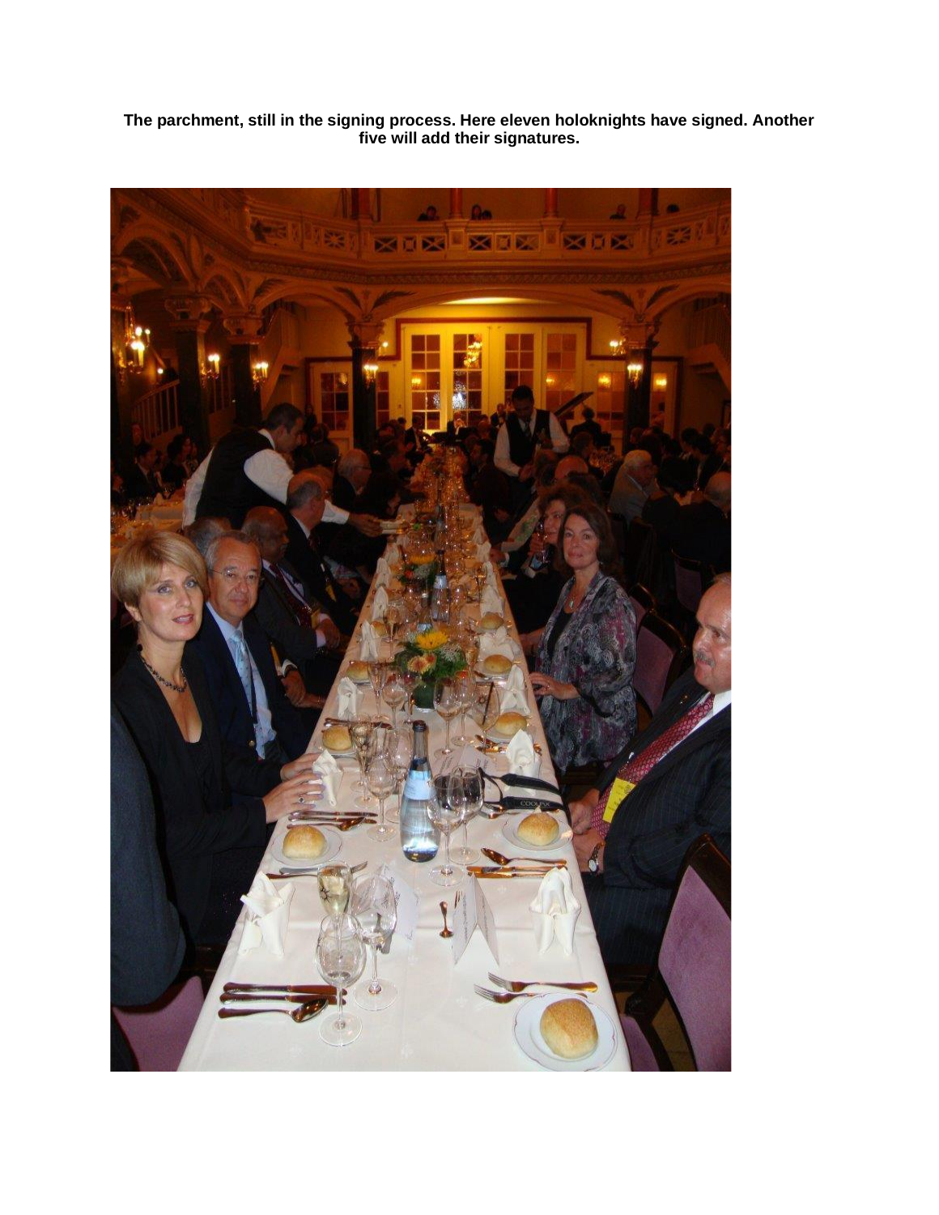**The parchment, still in the signing process. Here eleven holoknights have signed. Another five will add their signatures.**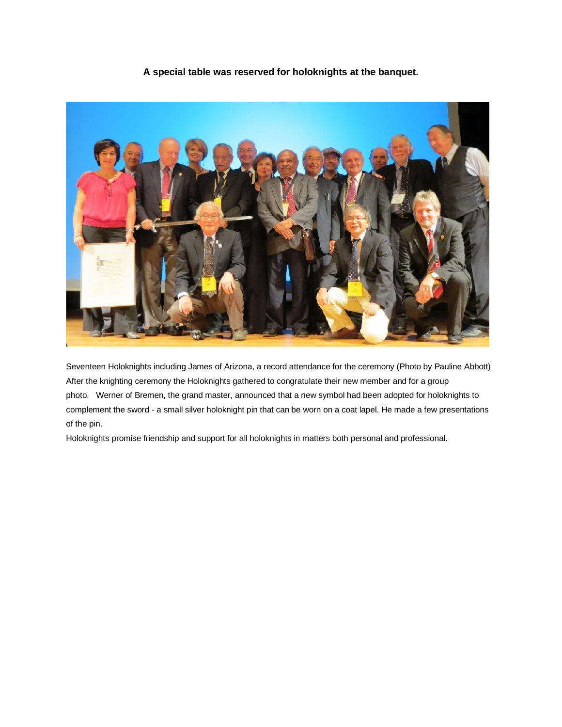**A special table was reserved for holoknights at the banquet.**

Seventeen Holoknights including James of Arizona, a record attendance for the ceremony (Photo by Pauline Abbott)

After the knighting ceremony the Holoknights gathered to congratulate their new member and for a group photo. Werner of Bremen, the grand master, announced that a new symbol had been adopted for holoknights to complement the sword - a small silver holoknight pin that can be worn on a coat lapel. He made a few presentations of the pin.

Holoknights promise friendship and support for all holoknights in matters both personal and professional.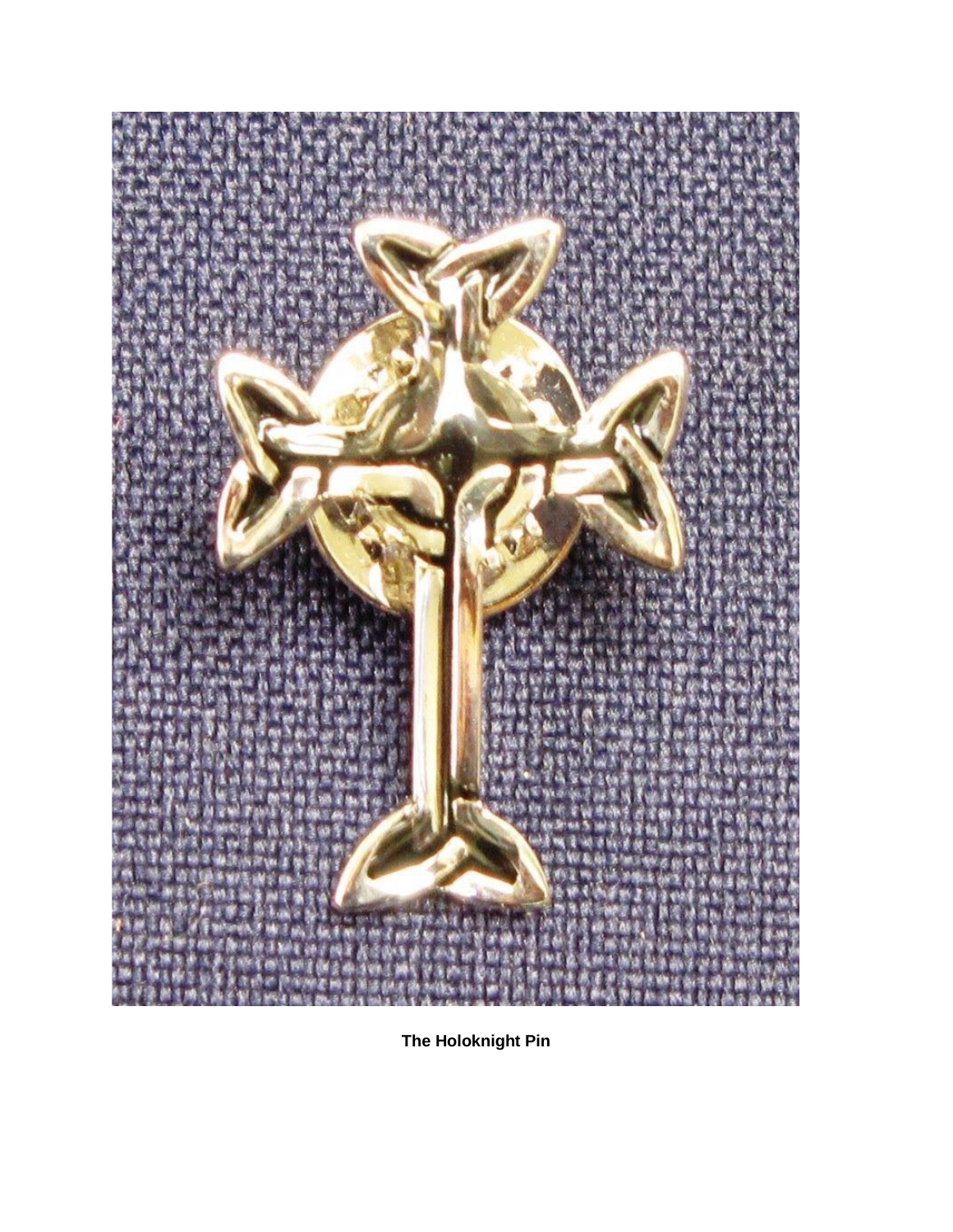**The Holoknight Pin**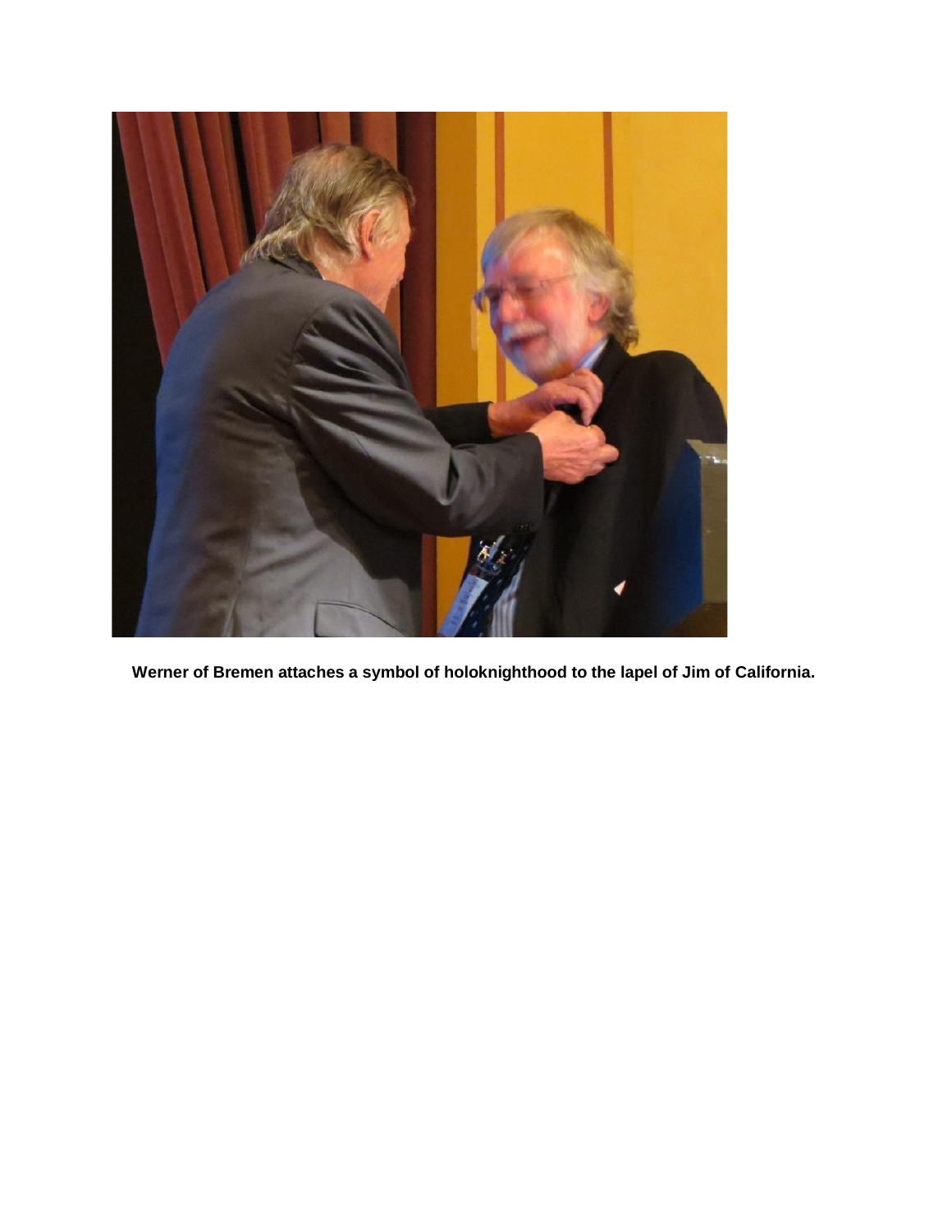**Werner of Bremen attaches a symbol of holoknighthood to the lapel of Jim of California.**